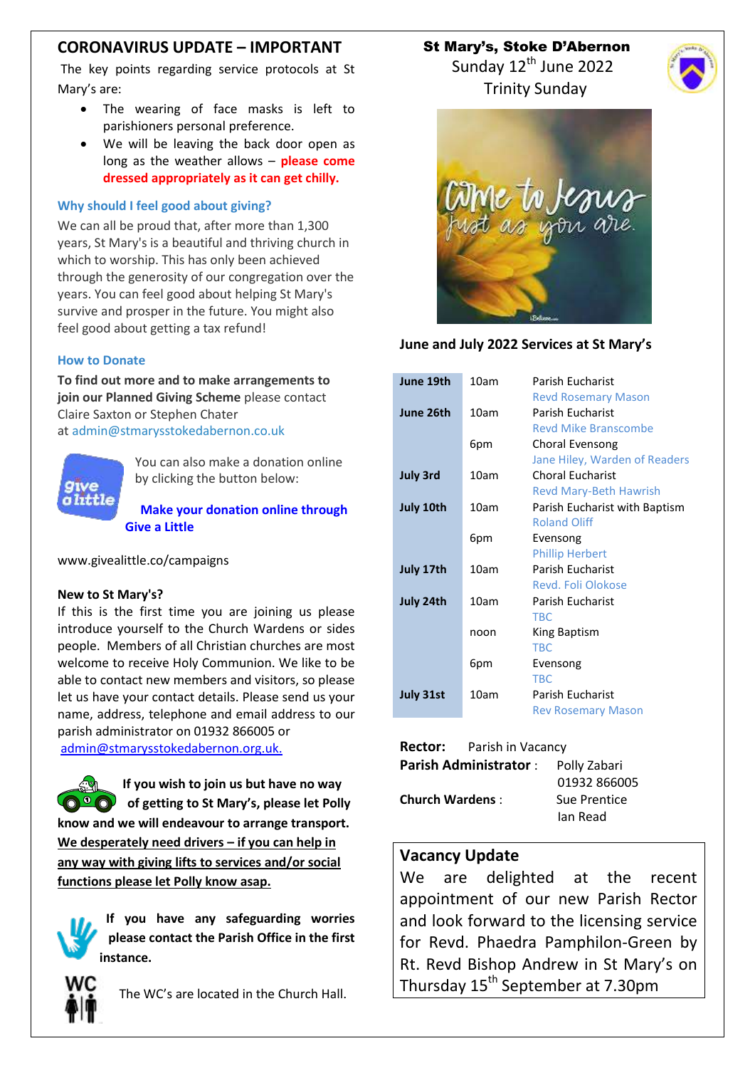# CORONAVIRUS UPDATE – IMPORTANT

The key points regarding service protocols at St Mary's are:

- The wearing of face masks is left to parishioners personal preference.
- We will be leaving the back door open as long as the weather allows – **please come dressed appropriately as it can get chilly.**

### Why should I feel good about giving?

We can all be proud that, after more than 1,300 years, St Mary's is a beautiful and thriving church in which to worship. This has only been achieved through the generosity of our congregation over the years. You can feel good about helping St Mary's survive and prosper in the future. You might also feel good about getting a tax refund!

### How to Donate

**To find out more and to make arrangements to join our Planned Giving Scheme** please contact Claire Saxton or Stephen Chater at admin@stmarysstokedabernon.co.uk

You can also make a donation online by clicking the button below:

**Make your donation online through Give a Little**

www.givealittle.co/campaigns

**New to St Mary's?**

If this is the first time you are joining us please introduce yourself to the Church Wardens or sides people. Members of all Christian churches are most welcome to receive Holy Communion. We like to be able to contact new members and visitors, so please let us have your contact details. Please send us your name, address, telephone and email address to our parish administrator on 01932 866005 or admin@stmarysstokedabernon.org.uk.

**If you wish to join us but have no way of getting to St Mary's, please let Polly know and we will endeavour to arrange transport. We desperately need drivers – if you can help in any way with giving lifts to services and/or social functions please let Polly know asap.**

**If you have any safeguarding worries please contact the Parish Office in the first instance.**

The WC's are located in the Church Hall.

## St Mary's, Stoke D'Abernon

Sunday 12th June 2022

Trinity Sunday

**June and July 2022 Services at St Mary's**

| Date | Time | Service |
|---|---|---|
| **June 19th** | 10am | Parish Eucharist<br>Revd Rosemary Mason |
| **June 26th** | 10am | Parish Eucharist<br>Revd Mike Branscombe |
| | 6pm | Choral Evensong<br>Jane Hiley, Warden of Readers |
| **July 3rd** | 10am | Choral Eucharist<br>Revd Mary-Beth Hawrish |
| **July 10th** | 10am | Parish Eucharist with Baptism<br>Roland Oliff |
| | 6pm | Evensong<br>Phillip Herbert |
| **July 17th** | 10am | Parish Eucharist<br>Revd. Foli Olokose |
| **July 24th** | 10am | Parish Eucharist<br>TBC |
| | noon | King Baptism<br>TBC |
| | 6pm | Evensong<br>TBC |
| **July 31st** | 10am | Parish Eucharist<br>Rev Rosemary Mason |

**Rector:** Parish in Vacancy

**Parish Administrator** : Polly Zabari, 01932 866005

**Church Wardens** : Sue Prentice, Ian Read

## Vacancy Update

We are delighted at the recent appointment of our new Parish Rector and look forward to the licensing service for Revd. Phaedra Pamphilon-Green by Rt. Revd Bishop Andrew in St Mary's on Thursday 15th September at 7.30pm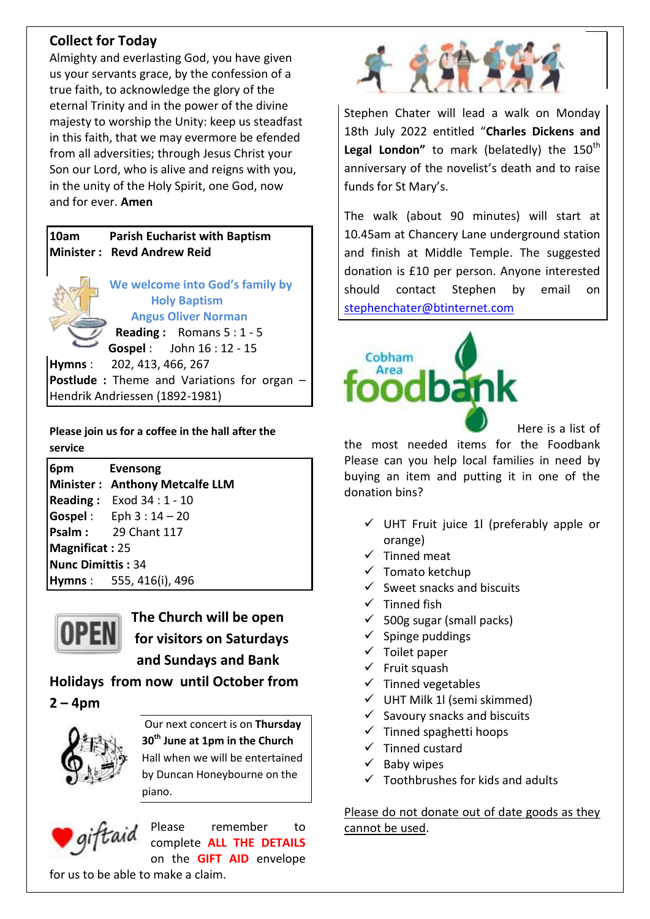## Collect for Today

Almighty and everlasting God, you have given us your servants grace, by the confession of a true faith, to acknowledge the glory of the eternal Trinity and in the power of the divine majesty to worship the Unity: keep us steadfast in this faith, that we may evermore be efended from all adversities; through Jesus Christ your Son our Lord, who is alive and reigns with you, in the unity of the Holy Spirit, one God, now and for ever. **Amen**

**10am Parish Eucharist with Baptism**
**Minister : Revd Andrew Reid**

**We welcome into God's family by Holy Baptism**
**Angus Oliver Norman**

**Reading :** Romans 5 : 1 - 5
**Gospel :** John 16 : 12 - 15
**Hymns :** 202, 413, 466, 267
**Postlude :** Theme and Variations for organ – Hendrik Andriessen (1892-1981)

**Please join us for a coffee in the hall after the service**

**6pm Evensong**
**Minister : Anthony Metcalfe LLM**
**Reading :** Exod 34 : 1 - 10
**Gospel :** Eph 3 : 14 – 20
**Psalm :** 29 Chant 117
**Magnificat :** 25
**Nunc Dimittis :** 34
**Hymns :** 555, 416(i), 496

**The Church will be open for visitors on Saturdays and Sundays and Bank Holidays from now until October from 2 – 4pm**

Our next concert is on **Thursday 30th June at 1pm in the Church** Hall when we will be entertained by Duncan Honeybourne on the piano.

Please remember to complete **ALL THE DETAILS** on the **GIFT AID** envelope for us to be able to make a claim.

Stephen Chater will lead a walk on Monday 18th July 2022 entitled "**Charles Dickens and Legal London"** to mark (belatedly) the 150th anniversary of the novelist's death and to raise funds for St Mary's.

The walk (about 90 minutes) will start at 10.45am at Chancery Lane underground station and finish at Middle Temple. The suggested donation is £10 per person. Anyone interested should contact Stephen by email on stephenchater@btinternet.com

Cobham Area foodbank

Here is a list of the most needed items for the Foodbank Please can you help local families in need by buying an item and putting it in one of the donation bins?

- ✓ UHT Fruit juice 1l (preferably apple or orange)
- ✓ Tinned meat
- ✓ Tomato ketchup
- ✓ Sweet snacks and biscuits
- ✓ Tinned fish
- ✓ 500g sugar (small packs)
- ✓ Spinge puddings
- ✓ Toilet paper
- ✓ Fruit squash
- ✓ Tinned vegetables
- ✓ UHT Milk 1l (semi skimmed)
- ✓ Savoury snacks and biscuits
- ✓ Tinned spaghetti hoops
- ✓ Tinned custard
- ✓ Baby wipes
- ✓ Toothbrushes for kids and adults

Please do not donate out of date goods as they cannot be used.